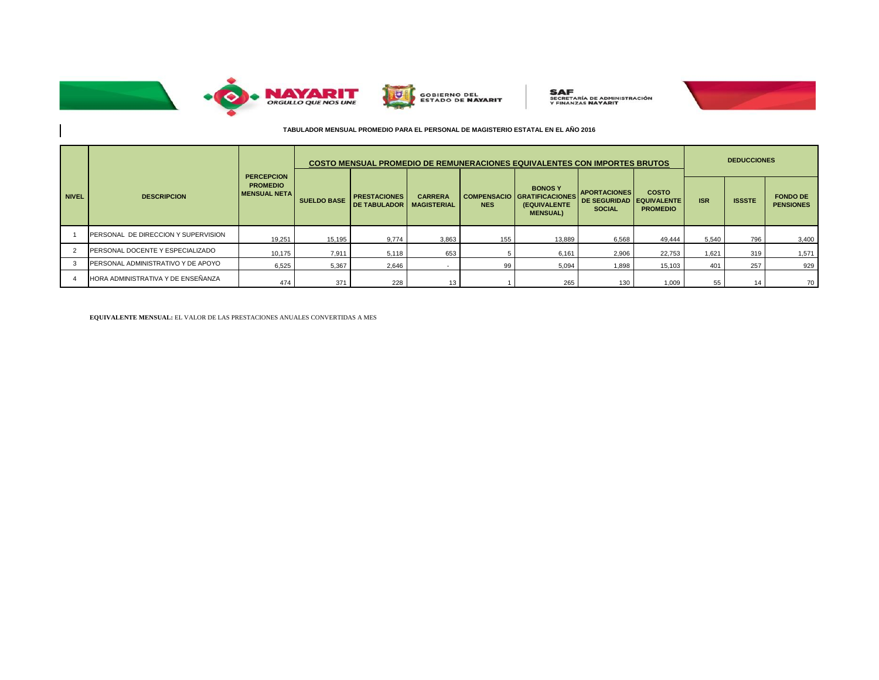### TABULADOR MENSUAL PROMEDIO PARA EL PERSONAL DE MAGISTERIO ESTATAL EN EL AÑO 2016

| NIVEL | DESCRIPCION | PERCEPCION PROMEDIO MENSUAL NETA | COSTO MENSUAL PROMEDIO DE REMUNERACIONES EQUIVALENTES CON IMPORTES BRUTOS | | | | | | | DEDUCCIONES | | |
|---|---|---|---|---|---|---|---|---|---|---|---|---|
| | | | SUELDO BASE | PRESTACIONES DE TABULADOR | CARRERA MAGISTERIAL | COMPENSACIONES | BONOS Y GRATIFICACIONES (EQUIVALENTE MENSUAL) | APORTACIONES DE SEGURIDAD SOCIAL | COSTO EQUIVALENTE PROMEDIO | ISR | ISSSTE | FONDO DE PENSIONES |
| 1 | PERSONAL DE DIRECCION Y SUPERVISION | 19,251 | 15,195 | 9,774 | 3,863 | 155 | 13,889 | 6,568 | 49,444 | 5,540 | 796 | 3,400 |
| 2 | PERSONAL DOCENTE Y ESPECIALIZADO | 10,175 | 7,911 | 5,118 | 653 | 5 | 6,161 | 2,906 | 22,753 | 1,621 | 319 | 1,571 |
| 3 | PERSONAL ADMINISTRATIVO Y DE APOYO | 6,525 | 5,367 | 2,646 | - | 99 | 5,094 | 1,898 | 15,103 | 401 | 257 | 929 |
| 4 | HORA ADMINISTRATIVA Y DE ENSEÑANZA | 474 | 371 | 228 | 13 | 1 | 265 | 130 | 1,009 | 55 | 14 | 70 |

**EQUIVALENTE MENSUAL:** EL VALOR DE LAS PRESTACIONES ANUALES CONVERTIDAS A MES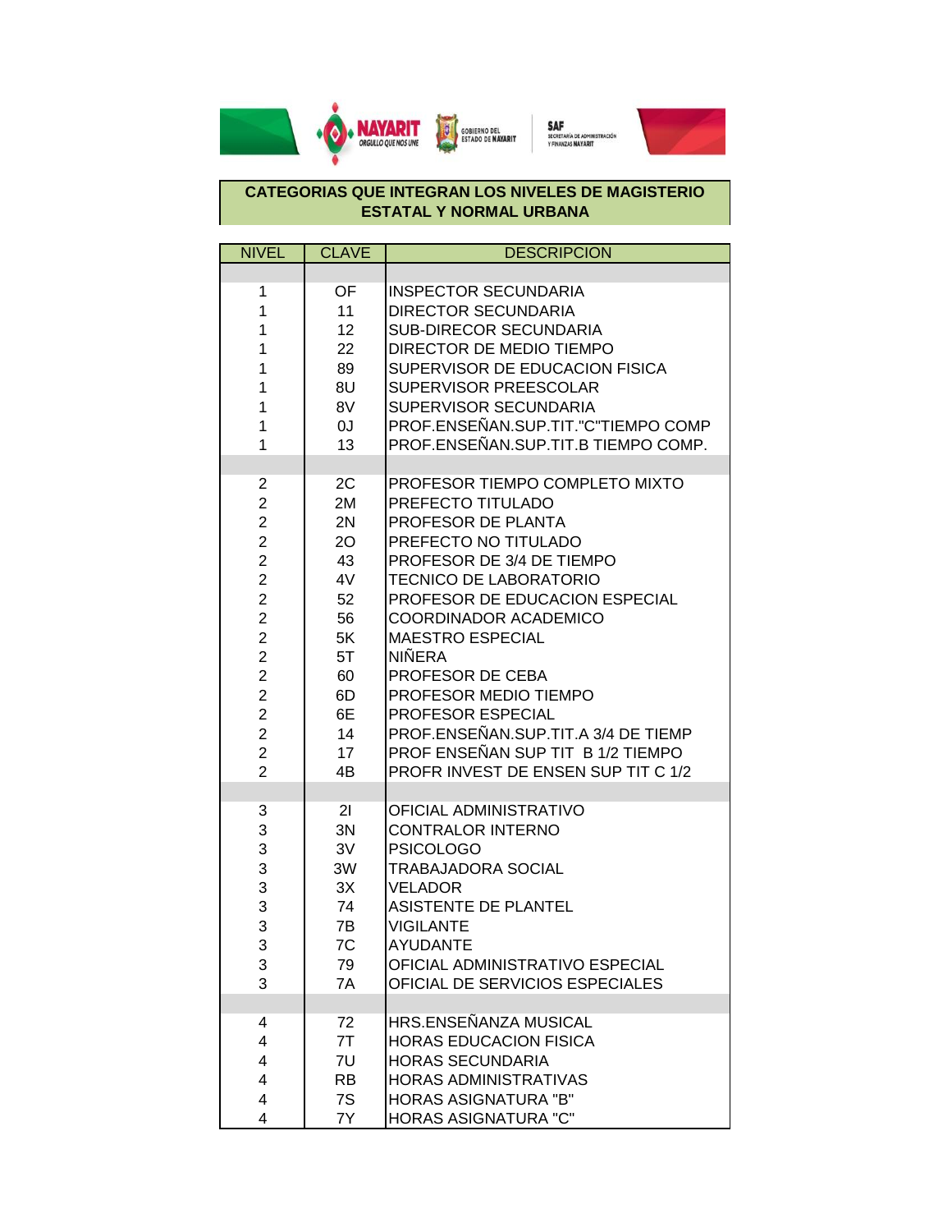## CATEGORIAS QUE INTEGRAN LOS NIVELES DE MAGISTERIO ESTATAL Y NORMAL URBANA

| NIVEL | CLAVE | DESCRIPCION |
|---|---|---|
| | | |
| 1 | OF | INSPECTOR SECUNDARIA |
| 1 | 11 | DIRECTOR SECUNDARIA |
| 1 | 12 | SUB-DIRECOR SECUNDARIA |
| 1 | 22 | DIRECTOR DE MEDIO TIEMPO |
| 1 | 89 | SUPERVISOR DE EDUCACION FISICA |
| 1 | 8U | SUPERVISOR PREESCOLAR |
| 1 | 8V | SUPERVISOR SECUNDARIA |
| 1 | 0J | PROF.ENSEÑAN.SUP.TIT."C"TIEMPO COMP |
| 1 | 13 | PROF.ENSEÑAN.SUP.TIT.B TIEMPO COMP. |
| | | |
| 2 | 2C | PROFESOR TIEMPO COMPLETO MIXTO |
| 2 | 2M | PREFECTO TITULADO |
| 2 | 2N | PROFESOR DE PLANTA |
| 2 | 2O | PREFECTO NO TITULADO |
| 2 | 43 | PROFESOR DE 3/4 DE TIEMPO |
| 2 | 4V | TECNICO DE LABORATORIO |
| 2 | 52 | PROFESOR DE EDUCACION ESPECIAL |
| 2 | 56 | COORDINADOR ACADEMICO |
| 2 | 5K | MAESTRO ESPECIAL |
| 2 | 5T | NIÑERA |
| 2 | 60 | PROFESOR DE CEBA |
| 2 | 6D | PROFESOR MEDIO TIEMPO |
| 2 | 6E | PROFESOR ESPECIAL |
| 2 | 14 | PROF.ENSEÑAN.SUP.TIT.A 3/4 DE TIEMP |
| 2 | 17 | PROF ENSEÑAN SUP TIT B 1/2 TIEMPO |
| 2 | 4B | PROFR INVEST DE ENSEN SUP TIT C 1/2 |
| | | |
| 3 | 2I | OFICIAL ADMINISTRATIVO |
| 3 | 3N | CONTRALOR INTERNO |
| 3 | 3V | PSICOLOGO |
| 3 | 3W | TRABAJADORA SOCIAL |
| 3 | 3X | VELADOR |
| 3 | 74 | ASISTENTE DE PLANTEL |
| 3 | 7B | VIGILANTE |
| 3 | 7C | AYUDANTE |
| 3 | 79 | OFICIAL ADMINISTRATIVO ESPECIAL |
| 3 | 7A | OFICIAL DE SERVICIOS ESPECIALES |
| | | |
| 4 | 72 | HRS.ENSEÑANZA MUSICAL |
| 4 | 7T | HORAS EDUCACION FISICA |
| 4 | 7U | HORAS SECUNDARIA |
| 4 | RB | HORAS ADMINISTRATIVAS |
| 4 | 7S | HORAS ASIGNATURA "B" |
| 4 | 7Y | HORAS ASIGNATURA "C" |